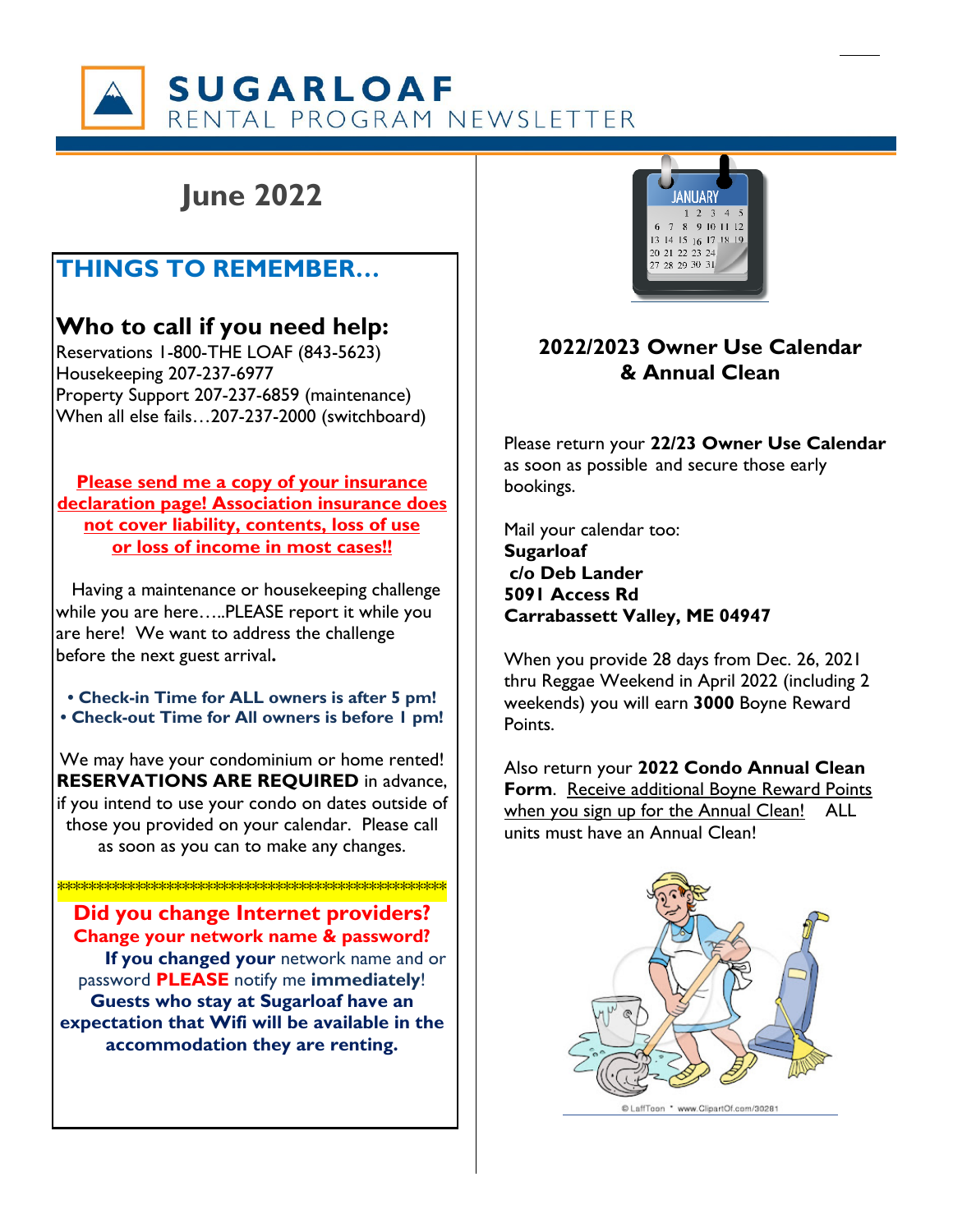# SUGARLOAF

## RENTAL PROGRAM NEWSLETTER

## June 2022

### THINGS TO REMEMBER…

### Who to call if you need help:

Reservations 1-800-THE LOAF (843-5623)
Housekeeping 207-237-6977
Property Support 207-237-6859 (maintenance)
When all else fails…207-237-2000 (switchboard)

**Please send me a copy of your insurance declaration page! Association insurance does not cover liability, contents, loss of use or loss of income in most cases!!**

Having a maintenance or housekeeping challenge while you are here…..PLEASE report it while you are here! We want to address the challenge before the next guest arrival**.**

- **Check-in Time for ALL owners is after 5 pm!**
- **Check-out Time for All owners is before 1 pm!**

We may have your condominium or home rented! **RESERVATIONS ARE REQUIRED** in advance, if you intend to use your condo on dates outside of those you provided on your calendar. Please call as soon as you can to make any changes.

**************************************************

**Did you change Internet providers?**
**Change your network name & password?**

**If you changed your** network name and or password **PLEASE** notify me **immediately**!
**Guests who stay at Sugarloaf have an expectation that Wifi will be available in the accommodation they are renting.**

### 2022/2023 Owner Use Calendar & Annual Clean

Please return your **22/23 Owner Use Calendar** as soon as possible and secure those early bookings.

Mail your calendar too:
**Sugarloaf**
**c/o Deb Lander**
**5091 Access Rd**
**Carrabassett Valley, ME 04947**

When you provide 28 days from Dec. 26, 2021 thru Reggae Weekend in April 2022 (including 2 weekends) you will earn **3000** Boyne Reward Points.

Also return your **2022 Condo Annual Clean Form**. Receive additional Boyne Reward Points when you sign up for the Annual Clean! ALL units must have an Annual Clean!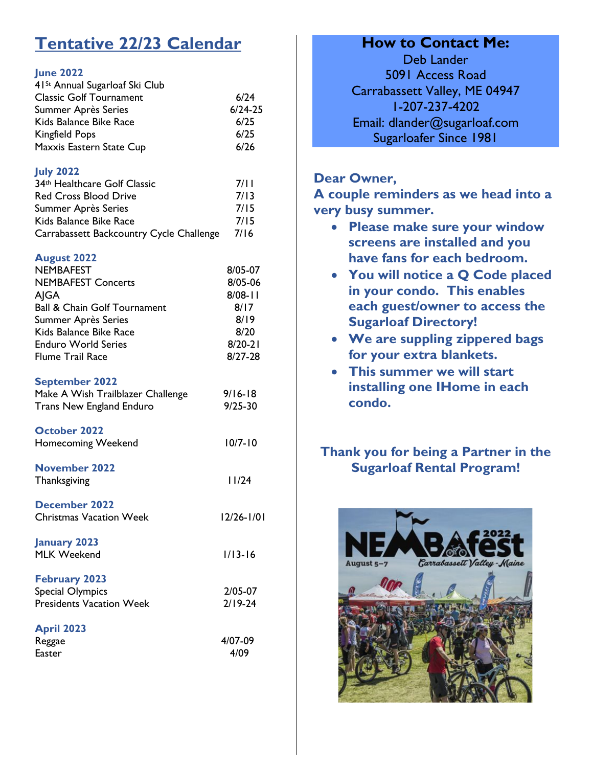# Tentative 22/23 Calendar

### June 2022

| | |
|---|---|
| 41st Annual Sugarloaf Ski Club Classic Golf Tournament | 6/24 |
| Summer Après Series | 6/24-25 |
| Kids Balance Bike Race | 6/25 |
| Kingfield Pops | 6/25 |
| Maxxis Eastern State Cup | 6/26 |

### July 2022

| | |
|---|---|
| 34th Healthcare Golf Classic | 7/11 |
| Red Cross Blood Drive | 7/13 |
| Summer Après Series | 7/15 |
| Kids Balance Bike Race | 7/15 |
| Carrabassett Backcountry Cycle Challenge | 7/16 |

### August 2022

| | |
|---|---|
| NEMBAFEST | 8/05-07 |
| NEMBAFEST Concerts | 8/05-06 |
| AJGA | 8/08-11 |
| Ball & Chain Golf Tournament | 8/17 |
| Summer Après Series | 8/19 |
| Kids Balance Bike Race | 8/20 |
| Enduro World Series | 8/20-21 |
| Flume Trail Race | 8/27-28 |

### September 2022

| | |
|---|---|
| Make A Wish Trailblazer Challenge | 9/16-18 |
| Trans New England Enduro | 9/25-30 |

### October 2022

| | |
|---|---|
| Homecoming Weekend | 10/7-10 |

### November 2022

| | |
|---|---|
| Thanksgiving | 11/24 |

### December 2022

| | |
|---|---|
| Christmas Vacation Week | 12/26-1/01 |

### January 2023

| | |
|---|---|
| MLK Weekend | 1/13-16 |

### February 2023

| | |
|---|---|
| Special Olympics | 2/05-07 |
| Presidents Vacation Week | 2/19-24 |

### April 2023

| | |
|---|---|
| Reggae | 4/07-09 |
| Easter | 4/09 |

## How to Contact Me:

Deb Lander
5091 Access Road
Carrabassett Valley, ME 04947
1-207-237-4202
Email: dlander@sugarloaf.com
Sugarloafer Since 1981

**Dear Owner,**

**A couple reminders as we head into a very busy summer.**

- **Please make sure your window screens are installed and you have fans for each bedroom.**
- **You will notice a Q Code placed in your condo. This enables each guest/owner to access the Sugarloaf Directory!**
- **We are suppling zippered bags for your extra blankets.**
- **This summer we will start installing one IHome in each condo.**

**Thank you for being a Partner in the Sugarloaf Rental Program!**

NEMBAfest 2022
August 5–7
Carrabassett Valley - Maine